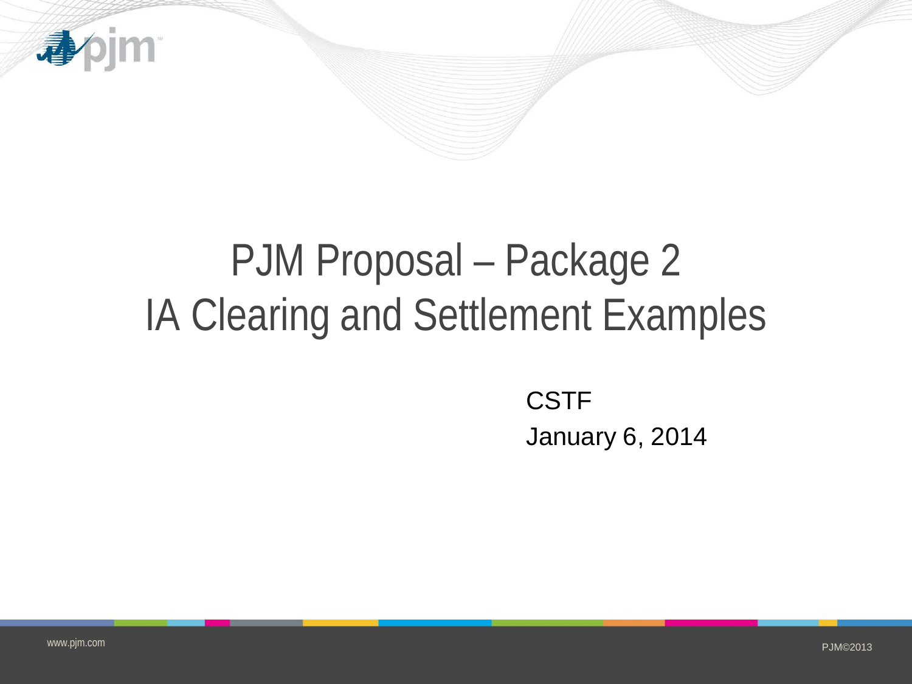# PJM Proposal – Package 2
# IA Clearing and Settlement Examples

CSTF

January 6, 2014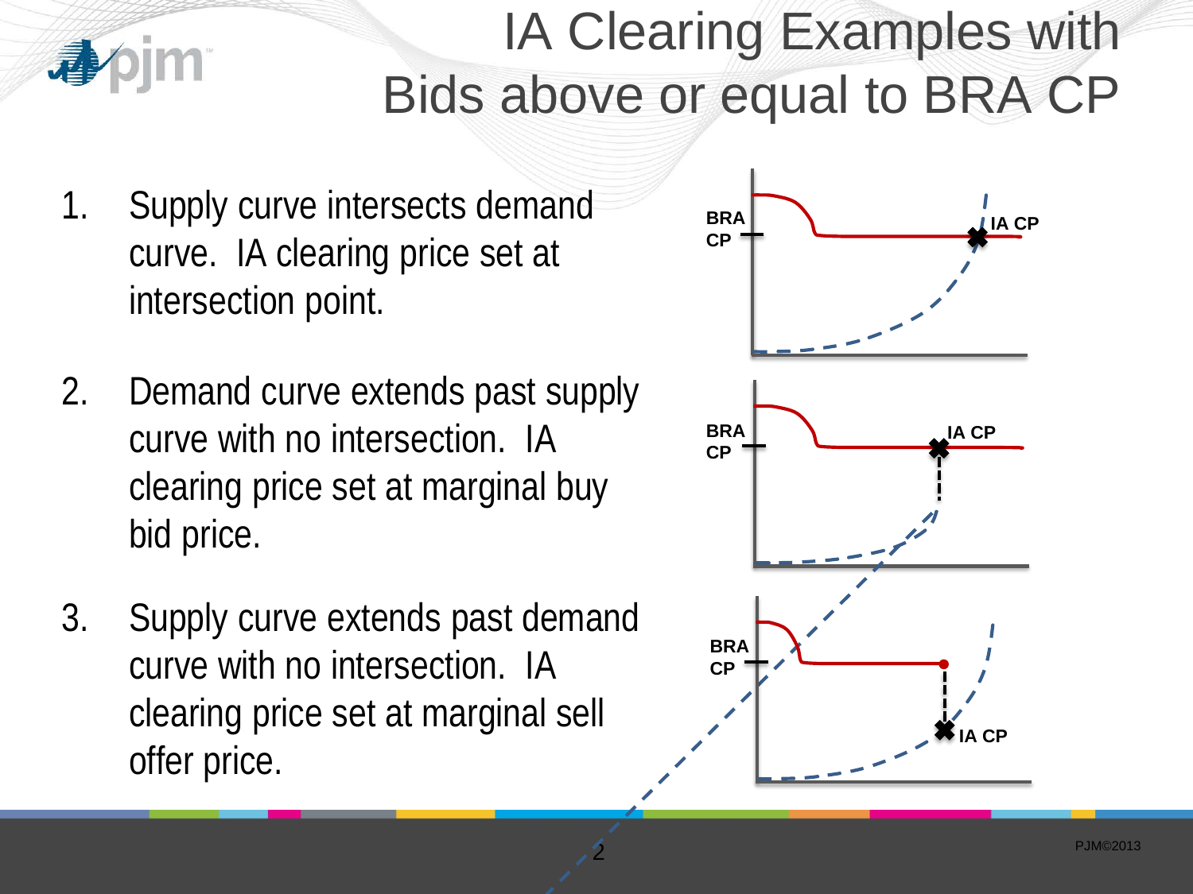# IA Clearing Examples with Bids above or equal to BRA CP

1. Supply curve intersects demand curve. IA clearing price set at intersection point.
2. Demand curve extends past supply curve with no intersection. IA clearing price set at marginal buy bid price.
3. Supply curve extends past demand curve with no intersection. IA clearing price set at marginal sell offer price.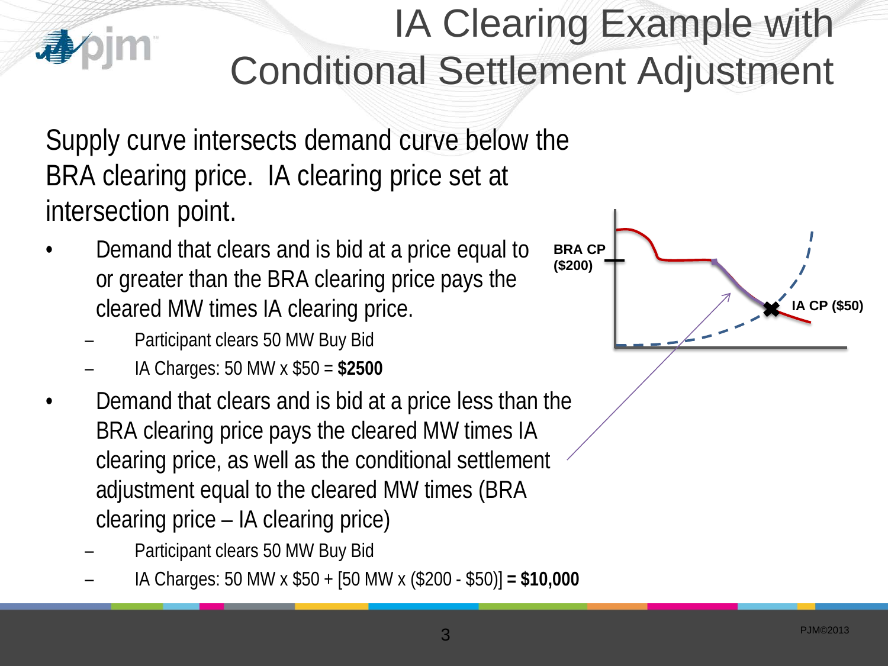# IA Clearing Example with Conditional Settlement Adjustment

Supply curve intersects demand curve below the BRA clearing price. IA clearing price set at intersection point.

- Demand that clears and is bid at a price equal to or greater than the BRA clearing price pays the cleared MW times IA clearing price.
  - Participant clears 50 MW Buy Bid
  - IA Charges: 50 MW x $50 = **$2500**
- Demand that clears and is bid at a price less than the BRA clearing price pays the cleared MW times IA clearing price, as well as the conditional settlement adjustment equal to the cleared MW times (BRA clearing price – IA clearing price)
  - Participant clears 50 MW Buy Bid
  - IA Charges: 50 MW x $50 + [50 MW x ($200 - $50)] **= $10,000**

BRA CP ($200)

IA CP ($50)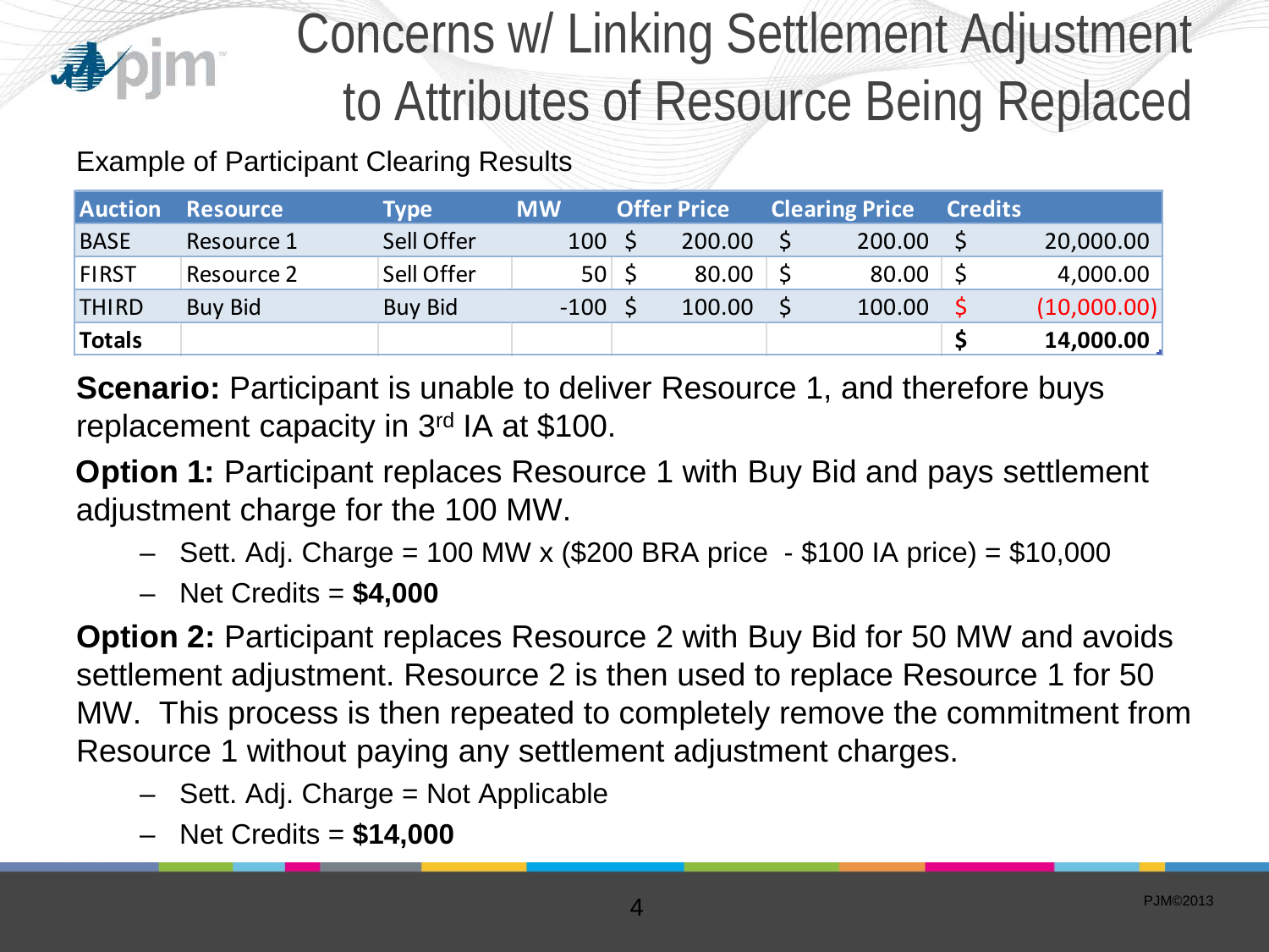# Concerns w/ Linking Settlement Adjustment to Attributes of Resource Being Replaced

Example of Participant Clearing Results

| Auction | Resource | Type | MW | Offer Price | Clearing Price | Credits |
|---|---|---|---|---|---|---|
| BASE | Resource 1 | Sell Offer | 100 | $ 200.00 | $ 200.00 | $ 20,000.00 |
| FIRST | Resource 2 | Sell Offer | 50 | $ 80.00 | $ 80.00 | $ 4,000.00 |
| THIRD | Buy Bid | Buy Bid | -100 | $ 100.00 | $ 100.00 | $ (10,000.00) |
| **Totals** | | | | | | **$ 14,000.00** |

**Scenario:** Participant is unable to deliver Resource 1, and therefore buys replacement capacity in 3rd IA at $100.

**Option 1:** Participant replaces Resource 1 with Buy Bid and pays settlement adjustment charge for the 100 MW.

- Sett. Adj. Charge = 100 MW x ($200 BRA price - $100 IA price) = $10,000
- Net Credits = **$4,000**

**Option 2:** Participant replaces Resource 2 with Buy Bid for 50 MW and avoids settlement adjustment. Resource 2 is then used to replace Resource 1 for 50 MW. This process is then repeated to completely remove the commitment from Resource 1 without paying any settlement adjustment charges.

- Sett. Adj. Charge = Not Applicable
- Net Credits = **$14,000**